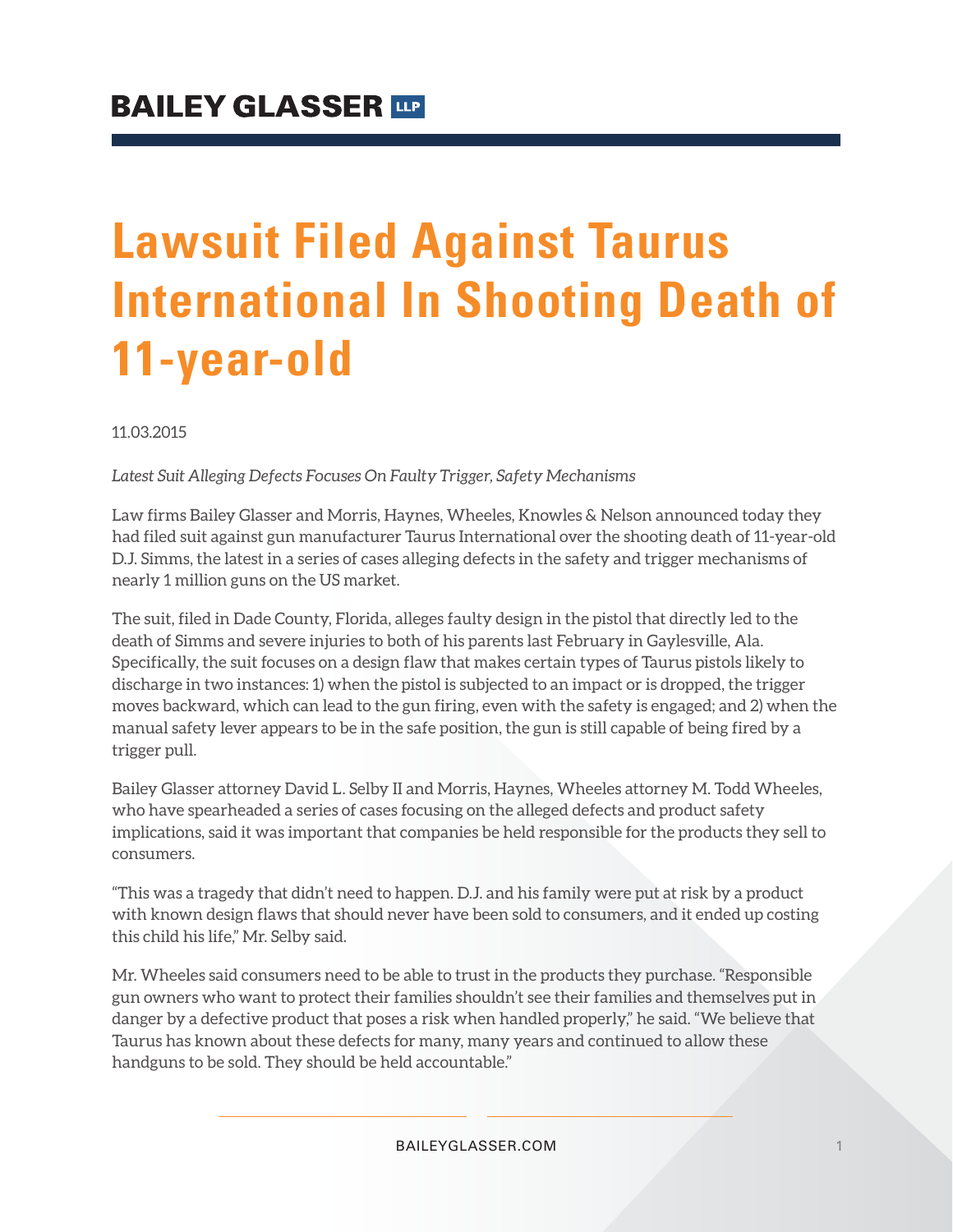BAILEY GLASSER LLP

# Lawsuit Filed Against Taurus International In Shooting Death of 11-year-old

11.03.2015

*Latest Suit Alleging Defects Focuses On Faulty Trigger, Safety Mechanisms*

Law firms Bailey Glasser and Morris, Haynes, Wheeles, Knowles & Nelson announced today they had filed suit against gun manufacturer Taurus International over the shooting death of 11-year-old D.J. Simms, the latest in a series of cases alleging defects in the safety and trigger mechanisms of nearly 1 million guns on the US market.

The suit, filed in Dade County, Florida, alleges faulty design in the pistol that directly led to the death of Simms and severe injuries to both of his parents last February in Gaylesville, Ala. Specifically, the suit focuses on a design flaw that makes certain types of Taurus pistols likely to discharge in two instances: 1) when the pistol is subjected to an impact or is dropped, the trigger moves backward, which can lead to the gun firing, even with the safety is engaged; and 2) when the manual safety lever appears to be in the safe position, the gun is still capable of being fired by a trigger pull.

Bailey Glasser attorney David L. Selby II and Morris, Haynes, Wheeles attorney M. Todd Wheeles, who have spearheaded a series of cases focusing on the alleged defects and product safety implications, said it was important that companies be held responsible for the products they sell to consumers.

"This was a tragedy that didn't need to happen. D.J. and his family were put at risk by a product with known design flaws that should never have been sold to consumers, and it ended up costing this child his life," Mr. Selby said.

Mr. Wheeles said consumers need to be able to trust in the products they purchase. "Responsible gun owners who want to protect their families shouldn't see their families and themselves put in danger by a defective product that poses a risk when handled properly," he said. "We believe that Taurus has known about these defects for many, many years and continued to allow these handguns to be sold. They should be held accountable."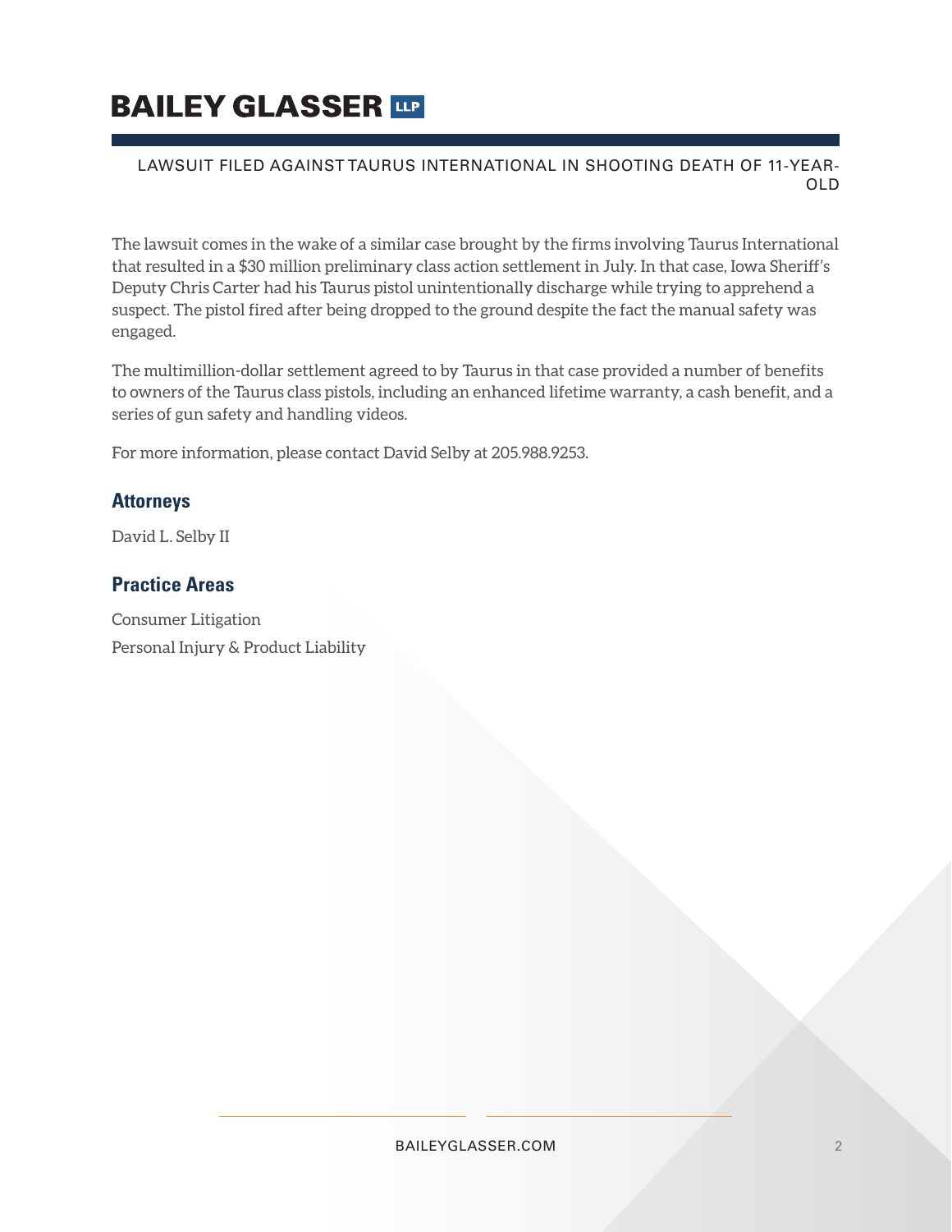The lawsuit comes in the wake of a similar case brought by the firms involving Taurus International that resulted in a $30 million preliminary class action settlement in July. In that case, Iowa Sheriff's Deputy Chris Carter had his Taurus pistol unintentionally discharge while trying to apprehend a suspect. The pistol fired after being dropped to the ground despite the fact the manual safety was engaged.

The multimillion-dollar settlement agreed to by Taurus in that case provided a number of benefits to owners of the Taurus class pistols, including an enhanced lifetime warranty, a cash benefit, and a series of gun safety and handling videos.

For more information, please contact David Selby at 205.988.9253.

## Attorneys

David L. Selby II

## Practice Areas

Consumer Litigation

Personal Injury & Product Liability